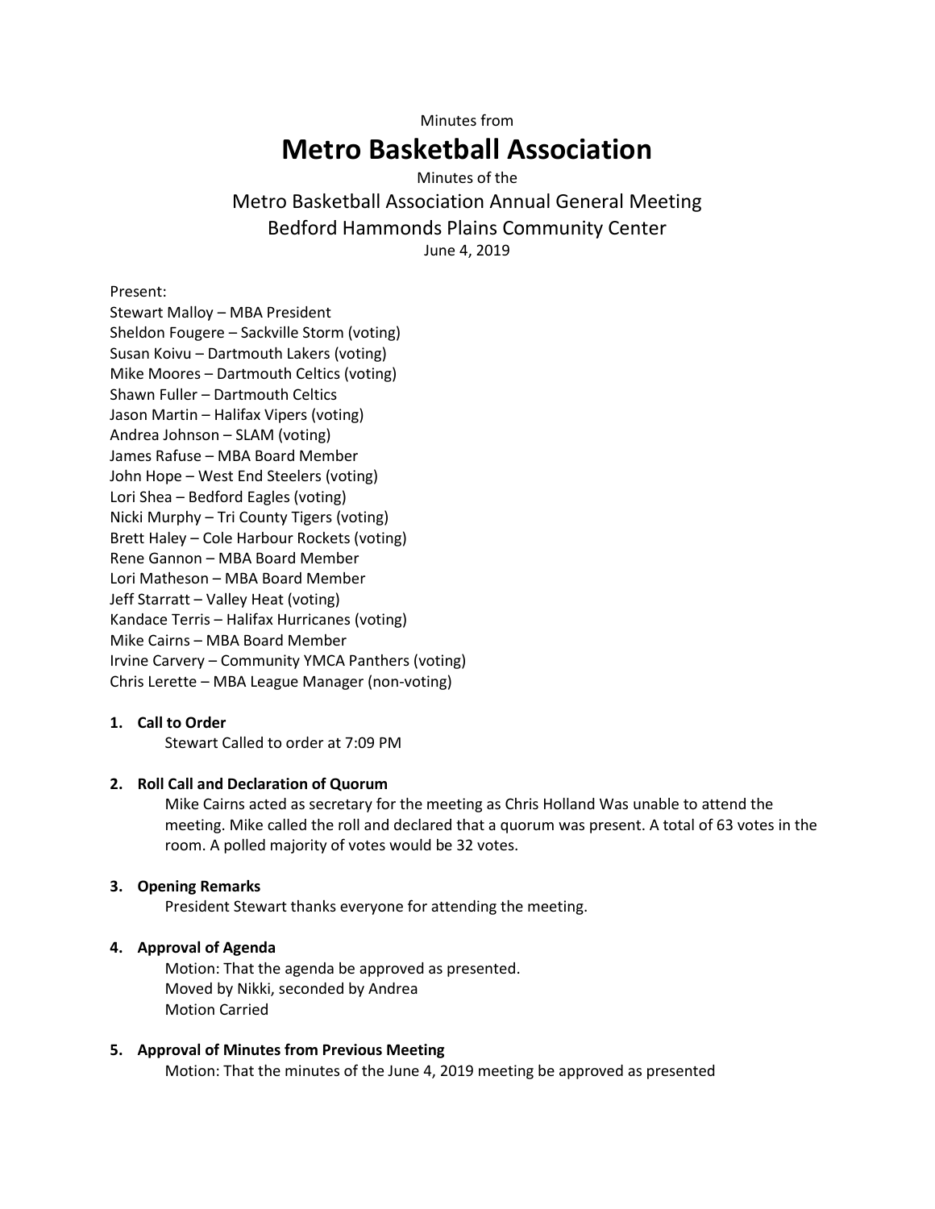Minutes from

# Metro Basketball Association

Minutes of the

## Metro Basketball Association Annual General Meeting
## Bedford Hammonds Plains Community Center

June 4, 2019

Present:
Stewart Malloy – MBA President
Sheldon Fougere – Sackville Storm (voting)
Susan Koivu – Dartmouth Lakers (voting)
Mike Moores – Dartmouth Celtics (voting)
Shawn Fuller – Dartmouth Celtics
Jason Martin – Halifax Vipers (voting)
Andrea Johnson – SLAM (voting)
James Rafuse – MBA Board Member
John Hope – West End Steelers (voting)
Lori Shea – Bedford Eagles (voting)
Nicki Murphy – Tri County Tigers (voting)
Brett Haley – Cole Harbour Rockets (voting)
Rene Gannon – MBA Board Member
Lori Matheson – MBA Board Member
Jeff Starratt – Valley Heat (voting)
Kandace Terris – Halifax Hurricanes (voting)
Mike Cairns – MBA Board Member
Irvine Carvery – Community YMCA Panthers (voting)
Chris Lerette – MBA League Manager (non-voting)

1. **Call to Order**

   Stewart Called to order at 7:09 PM

2. **Roll Call and Declaration of Quorum**

   Mike Cairns acted as secretary for the meeting as Chris Holland Was unable to attend the meeting. Mike called the roll and declared that a quorum was present. A total of 63 votes in the room. A polled majority of votes would be 32 votes.

3. **Opening Remarks**

   President Stewart thanks everyone for attending the meeting.

4. **Approval of Agenda**

   Motion: That the agenda be approved as presented.
   Moved by Nikki, seconded by Andrea
   Motion Carried

5. **Approval of Minutes from Previous Meeting**

   Motion: That the minutes of the June 4, 2019 meeting be approved as presented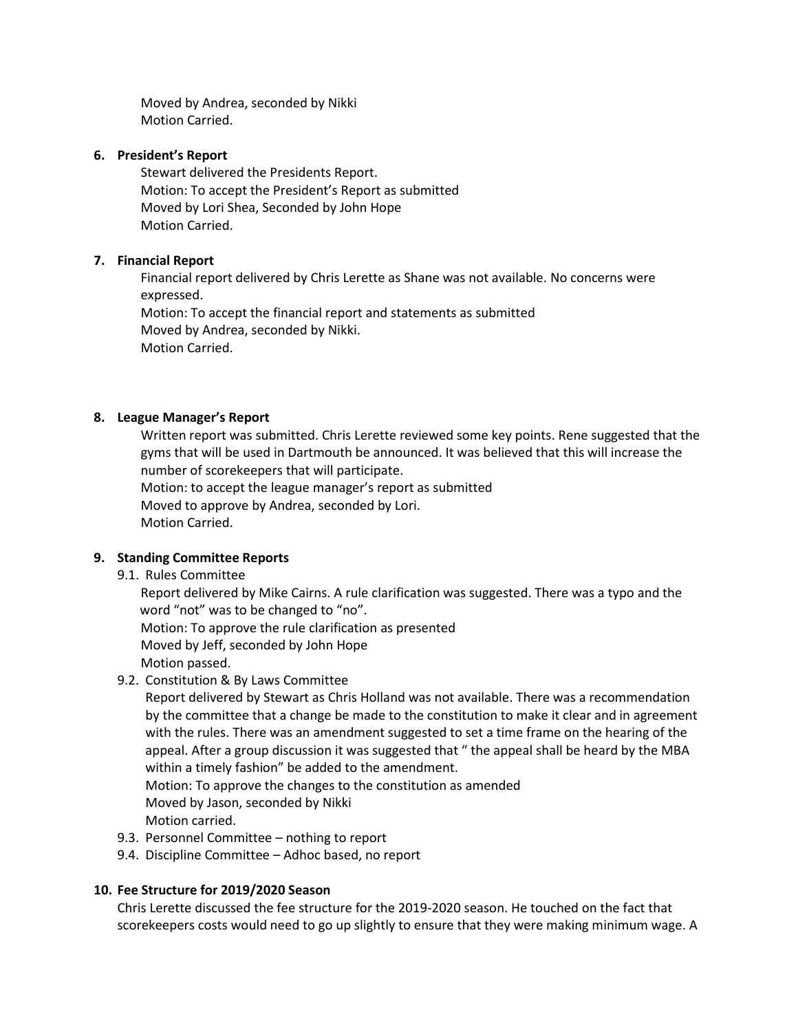Moved by Andrea, seconded by Nikki
Motion Carried.

**6. President's Report**

Stewart delivered the Presidents Report.
Motion: To accept the President's Report as submitted
Moved by Lori Shea, Seconded by John Hope
Motion Carried.

**7. Financial Report**

Financial report delivered by Chris Lerette as Shane was not available. No concerns were expressed.
Motion: To accept the financial report and statements as submitted
Moved by Andrea, seconded by Nikki.
Motion Carried.

**8. League Manager's Report**

Written report was submitted. Chris Lerette reviewed some key points. Rene suggested that the gyms that will be used in Dartmouth be announced. It was believed that this will increase the number of scorekeepers that will participate.
Motion: to accept the league manager's report as submitted
Moved to approve by Andrea, seconded by Lori.
Motion Carried.

**9. Standing Committee Reports**

9.1. Rules Committee

Report delivered by Mike Cairns. A rule clarification was suggested. There was a typo and the word "not" was to be changed to "no".
Motion: To approve the rule clarification as presented
Moved by Jeff, seconded by John Hope
Motion passed.

9.2. Constitution & By Laws Committee

Report delivered by Stewart as Chris Holland was not available. There was a recommendation by the committee that a change be made to the constitution to make it clear and in agreement with the rules. There was an amendment suggested to set a time frame on the hearing of the appeal. After a group discussion it was suggested that " the appeal shall be heard by the MBA within a timely fashion" be added to the amendment.
Motion: To approve the changes to the constitution as amended
Moved by Jason, seconded by Nikki
Motion carried.

9.3. Personnel Committee – nothing to report

9.4. Discipline Committee – Adhoc based, no report

**10. Fee Structure for 2019/2020 Season**

Chris Lerette discussed the fee structure for the 2019-2020 season. He touched on the fact that scorekeepers costs would need to go up slightly to ensure that they were making minimum wage. A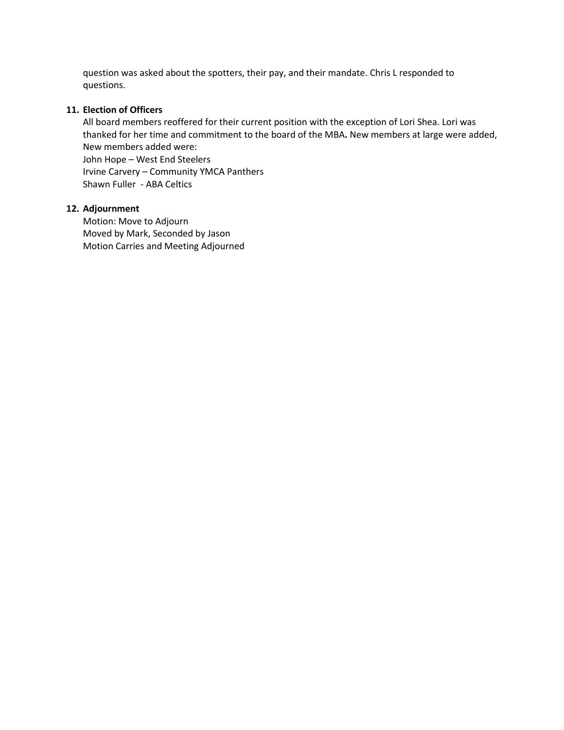question was asked about the spotters, their pay, and their mandate. Chris L responded to questions.

**11. Election of Officers**

All board members reoffered for their current position with the exception of Lori Shea. Lori was thanked for her time and commitment to the board of the MBA**.** New members at large were added, New members added were:
John Hope – West End Steelers
Irvine Carvery – Community YMCA Panthers
Shawn Fuller - ABA Celtics

**12. Adjournment**

Motion: Move to Adjourn
Moved by Mark, Seconded by Jason
Motion Carries and Meeting Adjourned